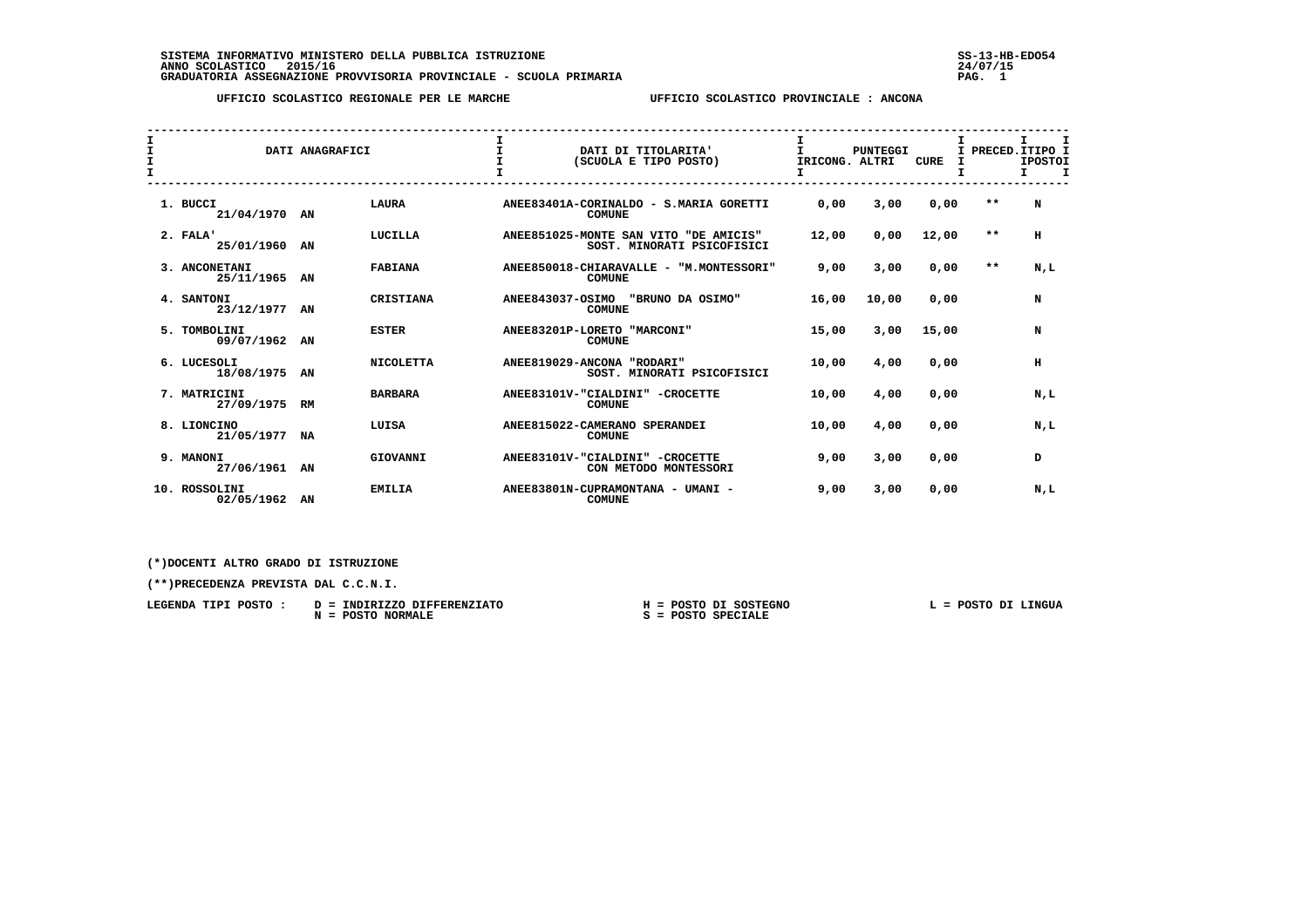**SISTEMA INFORMATIVO MINISTERO DELLA PUBBLICA ISTRUZIONE** SS-13-HB-EDO54
**ANNO SCOLASTICO 2015/16** 24/07/15
**GRADUATORIA ASSEGNAZIONE PROVVISORIA PROVINCIALE - SCUOLA PRIMARIA**

**UFFICIO SCOLASTICO REGIONALE PER LE MARCHE** **UFFICIO SCOLASTICO PROVINCIALE : ANCONA**

| DATI ANAGRAFICI | | | DATI DI TITOLARITA' (SCUOLA E TIPO POSTO) | PUNTEGGI IRICONG. | ALTRI | CURE | PRECED. | TIPO POSTO |
|---|---|---|---|---|---|---|---|---|
| 1. BUCCI 21/04/1970 | AN | LAURA | ANEE83401A-CORINALDO - S.MARIA GORETTI COMUNE | 0,00 | 3,00 | 0,00 | ** | N |
| 2. FALA' 25/01/1960 | AN | LUCILLA | ANEE851025-MONTE SAN VITO "DE AMICIS" SOST. MINORATI PSICOFISICI | 12,00 | 0,00 | 12,00 | ** | H |
| 3. ANCONETANI 25/11/1965 | AN | FABIANA | ANEE850018-CHIARAVALLE - "M.MONTESSORI" COMUNE | 9,00 | 3,00 | 0,00 | ** | N,L |
| 4. SANTONI 23/12/1977 | AN | CRISTIANA | ANEE843037-OSIMO "BRUNO DA OSIMO" COMUNE | 16,00 | 10,00 | 0,00 | | N |
| 5. TOMBOLINI 09/07/1962 | AN | ESTER | ANEE83201P-LORETO "MARCONI" COMUNE | 15,00 | 3,00 | 15,00 | | N |
| 6. LUCESOLI 18/08/1975 | AN | NICOLETTA | ANEE819029-ANCONA "RODARI" SOST. MINORATI PSICOFISICI | 10,00 | 4,00 | 0,00 | | H |
| 7. MATRICINI 27/09/1975 | RM | BARBARA | ANEE83101V-"CIALDINI" -CROCETTE COMUNE | 10,00 | 4,00 | 0,00 | | N,L |
| 8. LIONCINO 21/05/1977 | NA | LUISA | ANEE815022-CAMERANO SPERANDEI COMUNE | 10,00 | 4,00 | 0,00 | | N,L |
| 9. MANONI 27/06/1961 | AN | GIOVANNI | ANEE83101V-"CIALDINI" -CROCETTE CON METODO MONTESSORI | 9,00 | 3,00 | 0,00 | | D |
| 10. ROSSOLINI 02/05/1962 | AN | EMILIA | ANEE83801N-CUPRAMONTANA - UMANI - COMUNE | 9,00 | 3,00 | 0,00 | | N,L |

(*)DOCENTI ALTRO GRADO DI ISTRUZIONE

(**)PRECEDENZA PREVISTA DAL C.C.N.I.

LEGENDA TIPI POSTO : D = INDIRIZZO DIFFERENZIATO H = POSTO DI SOSTEGNO L = POSTO DI LINGUA
N = POSTO NORMALE S = POSTO SPECIALE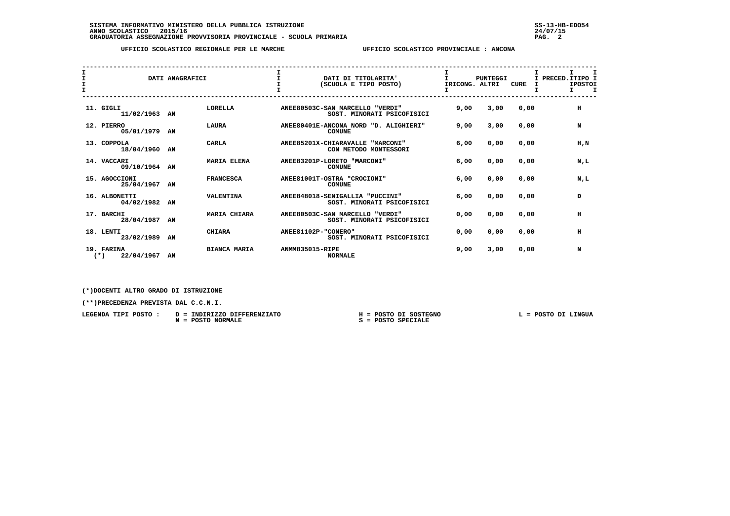SISTEMA INFORMATIVO MINISTERO DELLA PUBBLICA ISTRUZIONE
ANNO SCOLASTICO 2015/16
GRADUATORIA ASSEGNAZIONE PROVVISORIA PROVINCIALE - SCUOLA PRIMARIA

SS-13-HB-EDO54
24/07/15

UFFICIO SCOLASTICO REGIONALE PER LE MARCHE — UFFICIO SCOLASTICO PROVINCIALE : ANCONA

| DATI ANAGRAFICI | | | DATI DI TITOLARITA' (SCUOLA E TIPO POSTO) | PUNTEGGI RICONG. | ALTRI | CURE | PRECED. | TIPO POSTO |
|---|---|---|---|---|---|---|---|---|
| 11. GIGLI 11/02/1963 | AN | LORELLA | ANEE80503C-SAN MARCELLO "VERDI" SOST. MINORATI PSICOFISICI | 9,00 | 3,00 | 0,00 | | H |
| 12. PIERRO 05/01/1979 | AN | LAURA | ANEE80401E-ANCONA NORD "D. ALIGHIERI" COMUNE | 9,00 | 3,00 | 0,00 | | N |
| 13. COPPOLA 18/04/1960 | AN | CARLA | ANEE85201X-CHIARAVALLE "MARCONI" CON METODO MONTESSORI | 6,00 | 0,00 | 0,00 | | H,N |
| 14. VACCARI 09/10/1964 | AN | MARIA ELENA | ANEE83201P-LORETO "MARCONI" COMUNE | 6,00 | 0,00 | 0,00 | | N,L |
| 15. AGOCCIONI 25/04/1967 | AN | FRANCESCA | ANEE81001T-OSTRA "CROCIONI" COMUNE | 6,00 | 0,00 | 0,00 | | N,L |
| 16. ALBONETTI 04/02/1982 | AN | VALENTINA | ANEE848018-SENIGALLIA "PUCCINI" SOST. MINORATI PSICOFISICI | 6,00 | 0,00 | 0,00 | | D |
| 17. BARCHI 28/04/1987 | AN | MARIA CHIARA | ANEE80503C-SAN MARCELLO "VERDI" SOST. MINORATI PSICOFISICI | 0,00 | 0,00 | 0,00 | | H |
| 18. LENTI 23/02/1989 | AN | CHIARA | ANEE81102P-"CONERO" SOST. MINORATI PSICOFISICI | 0,00 | 0,00 | 0,00 | | H |
| 19. FARINA (*) 22/04/1967 | AN | BIANCA MARIA | ANMM835015-RIPE NORMALE | 9,00 | 3,00 | 0,00 | | N |

(*)DOCENTI ALTRO GRADO DI ISTRUZIONE

(**)PRECEDENZA PREVISTA DAL C.C.N.I.

LEGENDA TIPI POSTO : D = INDIRIZZO DIFFERENZIATO — H = POSTO DI SOSTEGNO — L = POSTO DI LINGUA — N = POSTO NORMALE — S = POSTO SPECIALE